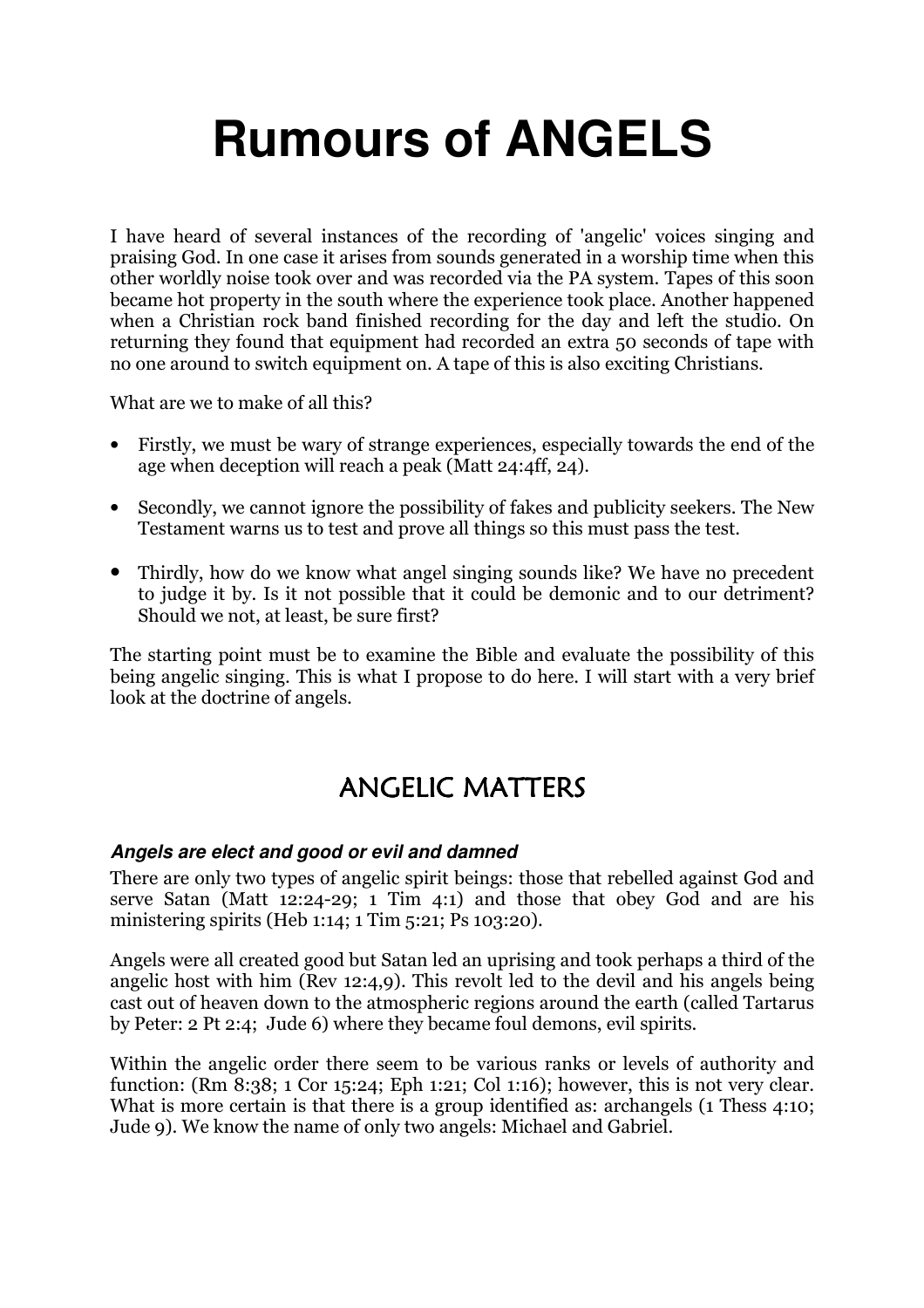# Rumours of ANGELS

I have heard of several instances of the recording of 'angelic' voices singing and praising God. In one case it arises from sounds generated in a worship time when this other worldly noise took over and was recorded via the PA system. Tapes of this soon became hot property in the south where the experience took place. Another happened when a Christian rock band finished recording for the day and left the studio. On returning they found that equipment had recorded an extra 50 seconds of tape with no one around to switch equipment on. A tape of this is also exciting Christians.

What are we to make of all this?

- Firstly, we must be wary of strange experiences, especially towards the end of the age when deception will reach a peak (Matt 24:4ff, 24).
- Secondly, we cannot ignore the possibility of fakes and publicity seekers. The New Testament warns us to test and prove all things so this must pass the test.
- Thirdly, how do we know what angel singing sounds like? We have no precedent to judge it by. Is it not possible that it could be demonic and to our detriment? Should we not, at least, be sure first?

The starting point must be to examine the Bible and evaluate the possibility of this being angelic singing. This is what I propose to do here. I will start with a very brief look at the doctrine of angels.

## ANGELIC MATTERS

### *Angels are elect and good or evil and damned*

There are only two types of angelic spirit beings: those that rebelled against God and serve Satan (Matt 12:24-29; 1 Tim 4:1) and those that obey God and are his ministering spirits (Heb 1:14; 1 Tim 5:21; Ps 103:20).

Angels were all created good but Satan led an uprising and took perhaps a third of the angelic host with him (Rev 12:4,9). This revolt led to the devil and his angels being cast out of heaven down to the atmospheric regions around the earth (called Tartarus by Peter: 2 Pt 2:4; Jude 6) where they became foul demons, evil spirits.

Within the angelic order there seem to be various ranks or levels of authority and function: (Rm 8:38; 1 Cor 15:24; Eph 1:21; Col 1:16); however, this is not very clear. What is more certain is that there is a group identified as: archangels (1 Thess 4:10; Jude 9). We know the name of only two angels: Michael and Gabriel.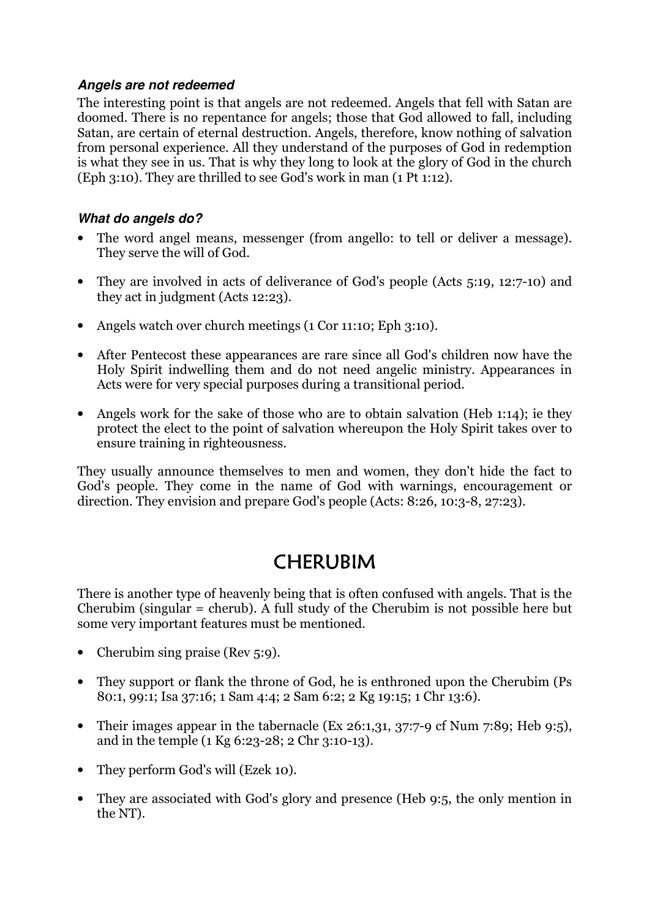### *Angels are not redeemed*

The interesting point is that angels are not redeemed. Angels that fell with Satan are doomed. There is no repentance for angels; those that God allowed to fall, including Satan, are certain of eternal destruction. Angels, therefore, know nothing of salvation from personal experience. All they understand of the purposes of God in redemption is what they see in us. That is why they long to look at the glory of God in the church (Eph 3:10). They are thrilled to see God's work in man (1 Pt 1:12).

### *What do angels do?*

- The word angel means, messenger (from angello: to tell or deliver a message). They serve the will of God.
- They are involved in acts of deliverance of God's people (Acts 5:19, 12:7-10) and they act in judgment (Acts 12:23).
- Angels watch over church meetings (1 Cor 11:10; Eph 3:10).
- After Pentecost these appearances are rare since all God's children now have the Holy Spirit indwelling them and do not need angelic ministry. Appearances in Acts were for very special purposes during a transitional period.
- Angels work for the sake of those who are to obtain salvation (Heb 1:14); ie they protect the elect to the point of salvation whereupon the Holy Spirit takes over to ensure training in righteousness.

They usually announce themselves to men and women, they don't hide the fact to God's people. They come in the name of God with warnings, encouragement or direction. They envision and prepare God's people (Acts: 8:26, 10:3-8, 27:23).

# CHERUBIM

There is another type of heavenly being that is often confused with angels. That is the Cherubim (singular = cherub). A full study of the Cherubim is not possible here but some very important features must be mentioned.

- Cherubim sing praise (Rev 5:9).
- They support or flank the throne of God, he is enthroned upon the Cherubim (Ps 80:1, 99:1; Isa 37:16; 1 Sam 4:4; 2 Sam 6:2; 2 Kg 19:15; 1 Chr 13:6).
- Their images appear in the tabernacle (Ex 26:1,31, 37:7-9 cf Num 7:89; Heb 9:5), and in the temple (1 Kg 6:23-28; 2 Chr 3:10-13).
- They perform God's will (Ezek 10).
- They are associated with God's glory and presence (Heb 9:5, the only mention in the NT).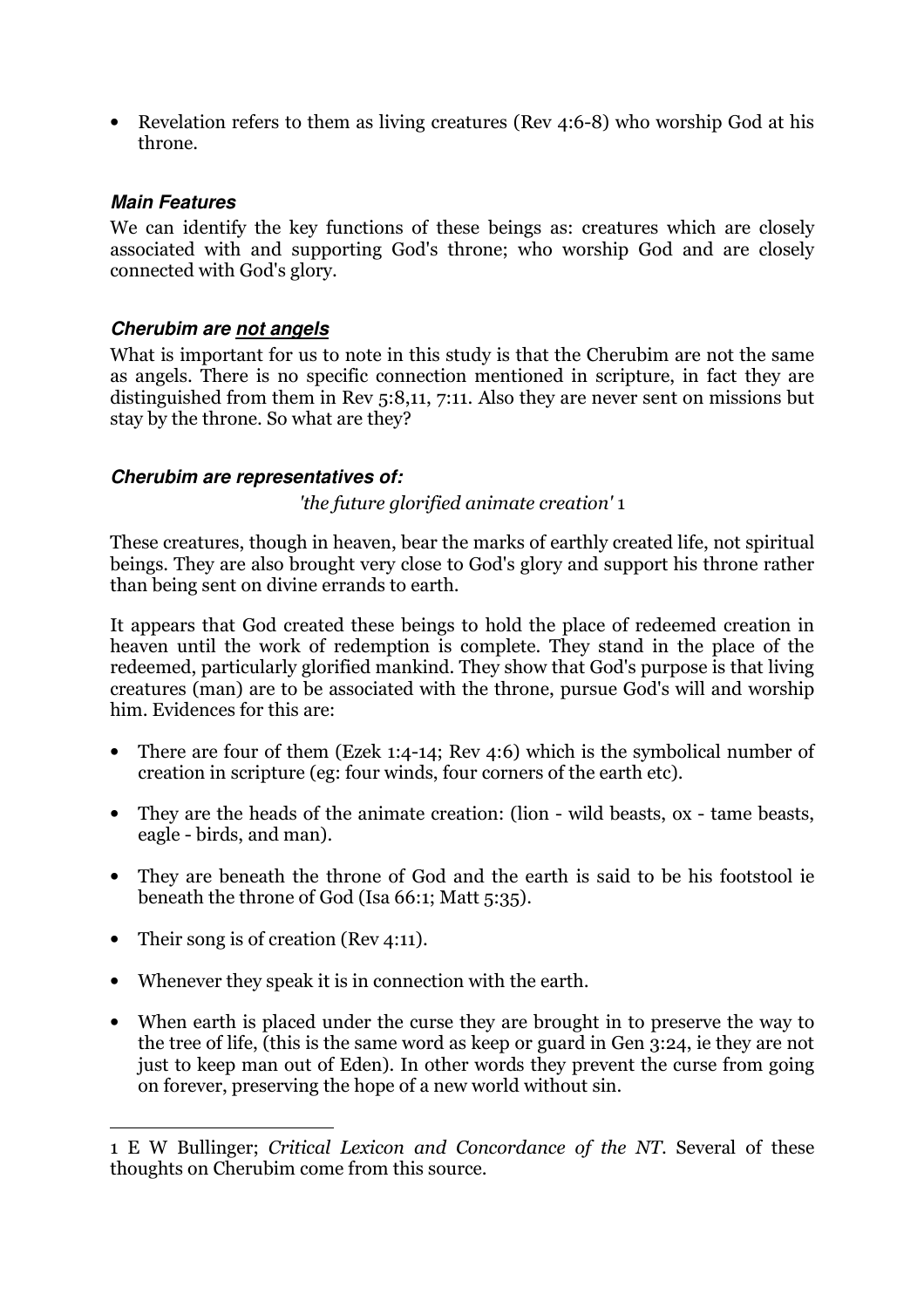- Revelation refers to them as living creatures (Rev 4:6-8) who worship God at his throne.

### ***Main Features***

We can identify the key functions of these beings as: creatures which are closely associated with and supporting God's throne; who worship God and are closely connected with God's glory.

### ***Cherubim are <u>not angels</u>***

What is important for us to note in this study is that the Cherubim are not the same as angels. There is no specific connection mentioned in scripture, in fact they are distinguished from them in Rev 5:8,11, 7:11. Also they are never sent on missions but stay by the throne. So what are they?

### ***Cherubim are representatives of:***

*'the future glorified animate creation'* [1]

These creatures, though in heaven, bear the marks of earthly created life, not spiritual beings. They are also brought very close to God's glory and support his throne rather than being sent on divine errands to earth.

It appears that God created these beings to hold the place of redeemed creation in heaven until the work of redemption is complete. They stand in the place of the redeemed, particularly glorified mankind. They show that God's purpose is that living creatures (man) are to be associated with the throne, pursue God's will and worship him. Evidences for this are:

- There are four of them (Ezek 1:4-14; Rev 4:6) which is the symbolical number of creation in scripture (eg: four winds, four corners of the earth etc).
- They are the heads of the animate creation: (lion - wild beasts, ox - tame beasts, eagle - birds, and man).
- They are beneath the throne of God and the earth is said to be his footstool ie beneath the throne of God (Isa 66:1; Matt 5:35).
- Their song is of creation (Rev 4:11).
- Whenever they speak it is in connection with the earth.
- When earth is placed under the curse they are brought in to preserve the way to the tree of life, (this is the same word as keep or guard in Gen 3:24, ie they are not just to keep man out of Eden). In other words they prevent the curse from going on forever, preserving the hope of a new world without sin.

---

1 E W Bullinger; *Critical Lexicon and Concordance of the NT*. Several of these thoughts on Cherubim come from this source.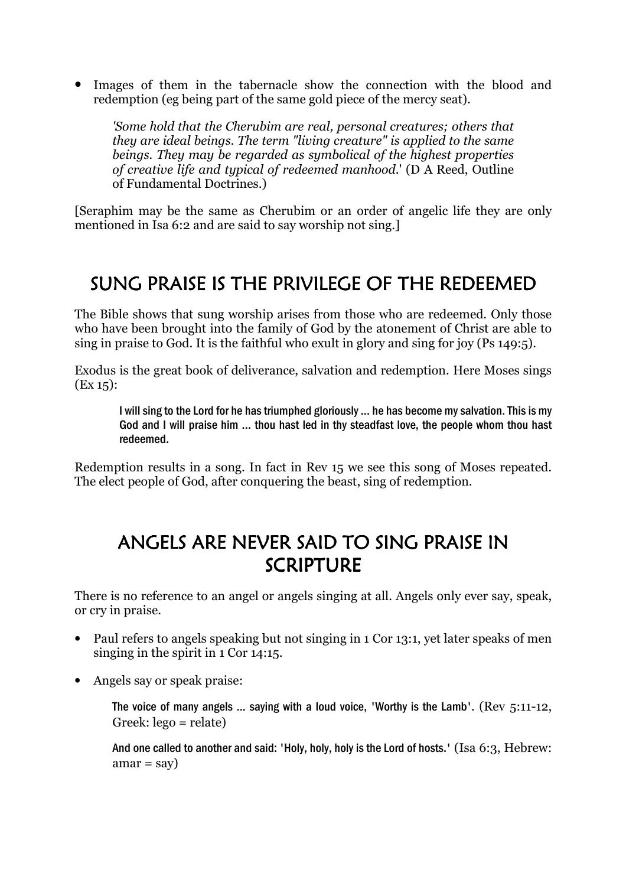- Images of them in the tabernacle show the connection with the blood and redemption (eg being part of the same gold piece of the mercy seat).

> *'Some hold that the Cherubim are real, personal creatures; others that they are ideal beings. The term "living creature" is applied to the same beings. They may be regarded as symbolical of the highest properties of creative life and typical of redeemed manhood.'* (D A Reed, Outline of Fundamental Doctrines.)

[Seraphim may be the same as Cherubim or an order of angelic life they are only mentioned in Isa 6:2 and are said to say worship not sing.]

## SUNG PRAISE IS THE PRIVILEGE OF THE REDEEMED

The Bible shows that sung worship arises from those who are redeemed. Only those who have been brought into the family of God by the atonement of Christ are able to sing in praise to God. It is the faithful who exult in glory and sing for joy (Ps 149:5).

Exodus is the great book of deliverance, salvation and redemption. Here Moses sings (Ex 15):

> I will sing to the Lord for he has triumphed gloriously ... he has become my salvation. This is my God and I will praise him ... thou hast led in thy steadfast love, the people whom thou hast redeemed.

Redemption results in a song. In fact in Rev 15 we see this song of Moses repeated. The elect people of God, after conquering the beast, sing of redemption.

## ANGELS ARE NEVER SAID TO SING PRAISE IN SCRIPTURE

There is no reference to an angel or angels singing at all. Angels only ever say, speak, or cry in praise.

- Paul refers to angels speaking but not singing in 1 Cor 13:1, yet later speaks of men singing in the spirit in 1 Cor 14:15.
- Angels say or speak praise:

> The voice of many angels ... saying with a loud voice, 'Worthy is the Lamb'. (Rev 5:11-12, Greek: lego = relate)
>
> And one called to another and said: 'Holy, holy, holy is the Lord of hosts.' (Isa 6:3, Hebrew: amar = say)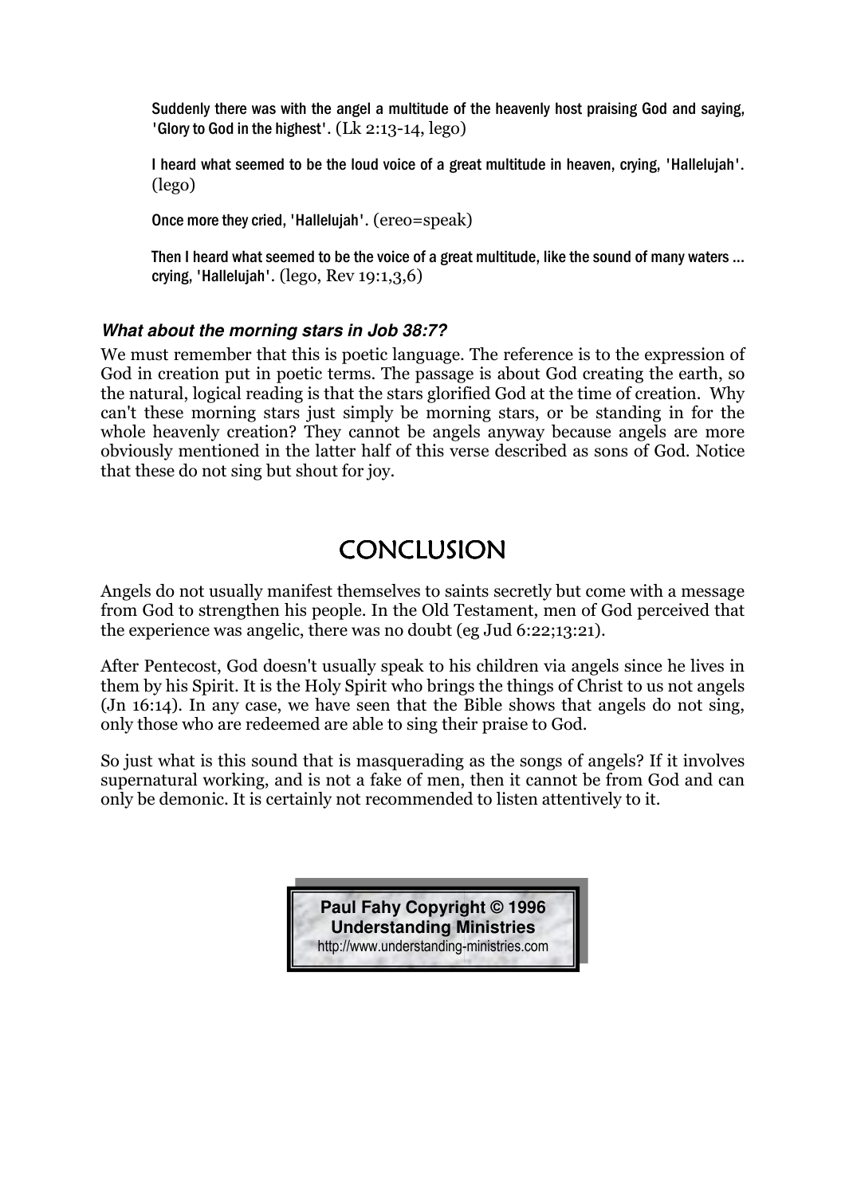> Suddenly there was with the angel a multitude of the heavenly host praising God and saying, 'Glory to God in the highest'. (Lk 2:13-14, lego)
>
> I heard what seemed to be the loud voice of a great multitude in heaven, crying, 'Hallelujah'. (lego)
>
> Once more they cried, 'Hallelujah'. (ereo=speak)
>
> Then I heard what seemed to be the voice of a great multitude, like the sound of many waters ... crying, 'Hallelujah'. (lego, Rev 19:1,3,6)

### *What about the morning stars in Job 38:7?*

We must remember that this is poetic language. The reference is to the expression of God in creation put in poetic terms. The passage is about God creating the earth, so the natural, logical reading is that the stars glorified God at the time of creation. Why can't these morning stars just simply be morning stars, or be standing in for the whole heavenly creation? They cannot be angels anyway because angels are more obviously mentioned in the latter half of this verse described as sons of God. Notice that these do not sing but shout for joy.

# CONCLUSION

Angels do not usually manifest themselves to saints secretly but come with a message from God to strengthen his people. In the Old Testament, men of God perceived that the experience was angelic, there was no doubt (eg Jud 6:22;13:21).

After Pentecost, God doesn't usually speak to his children via angels since he lives in them by his Spirit. It is the Holy Spirit who brings the things of Christ to us not angels (Jn 16:14). In any case, we have seen that the Bible shows that angels do not sing, only those who are redeemed are able to sing their praise to God.

So just what is this sound that is masquerading as the songs of angels? If it involves supernatural working, and is not a fake of men, then it cannot be from God and can only be demonic. It is certainly not recommended to listen attentively to it.

**Paul Fahy Copyright © 1996**
**Understanding Ministries**
http://www.understanding-ministries.com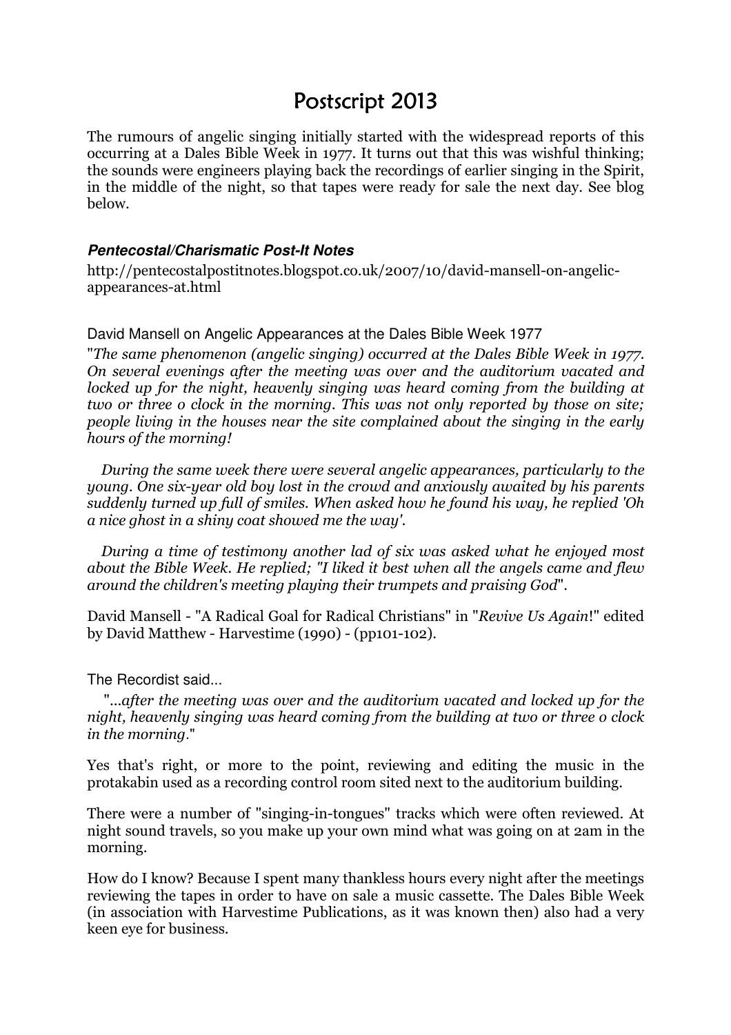# Postscript 2013

The rumours of angelic singing initially started with the widespread reports of this occurring at a Dales Bible Week in 1977. It turns out that this was wishful thinking; the sounds were engineers playing back the recordings of earlier singing in the Spirit, in the middle of the night, so that tapes were ready for sale the next day. See blog below.

### ***Pentecostal/Charismatic Post-It Notes***

http://pentecostalpostitnotes.blogspot.co.uk/2007/10/david-mansell-on-angelic-appearances-at.html

David Mansell on Angelic Appearances at the Dales Bible Week 1977

"*The same phenomenon (angelic singing) occurred at the Dales Bible Week in 1977. On several evenings after the meeting was over and the auditorium vacated and locked up for the night, heavenly singing was heard coming from the building at two or three o clock in the morning. This was not only reported by those on site; people living in the houses near the site complained about the singing in the early hours of the morning!*

*During the same week there were several angelic appearances, particularly to the young. One six-year old boy lost in the crowd and anxiously awaited by his parents suddenly turned up full of smiles. When asked how he found his way, he replied 'Oh a nice ghost in a shiny coat showed me the way'.*

*During a time of testimony another lad of six was asked what he enjoyed most about the Bible Week. He replied; "I liked it best when all the angels came and flew around the children's meeting playing their trumpets and praising God*".

David Mansell - "A Radical Goal for Radical Christians" in "*Revive Us Again*!" edited by David Matthew - Harvestime (1990) - (pp101-102).

The Recordist said...

"*...after the meeting was over and the auditorium vacated and locked up for the night, heavenly singing was heard coming from the building at two or three o clock in the morning*."

Yes that's right, or more to the point, reviewing and editing the music in the protakabin used as a recording control room sited next to the auditorium building.

There were a number of "singing-in-tongues" tracks which were often reviewed. At night sound travels, so you make up your own mind what was going on at 2am in the morning.

How do I know? Because I spent many thankless hours every night after the meetings reviewing the tapes in order to have on sale a music cassette. The Dales Bible Week (in association with Harvestime Publications, as it was known then) also had a very keen eye for business.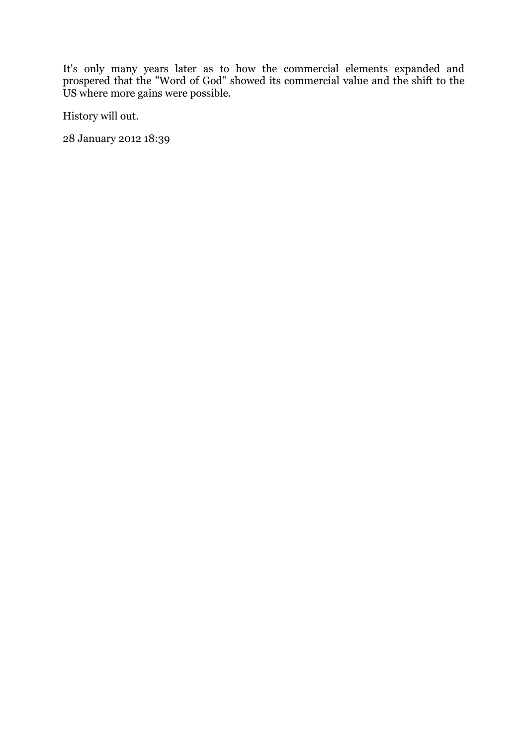It's only many years later as to how the commercial elements expanded and prospered that the "Word of God" showed its commercial value and the shift to the US where more gains were possible.

History will out.

28 January 2012 18:39